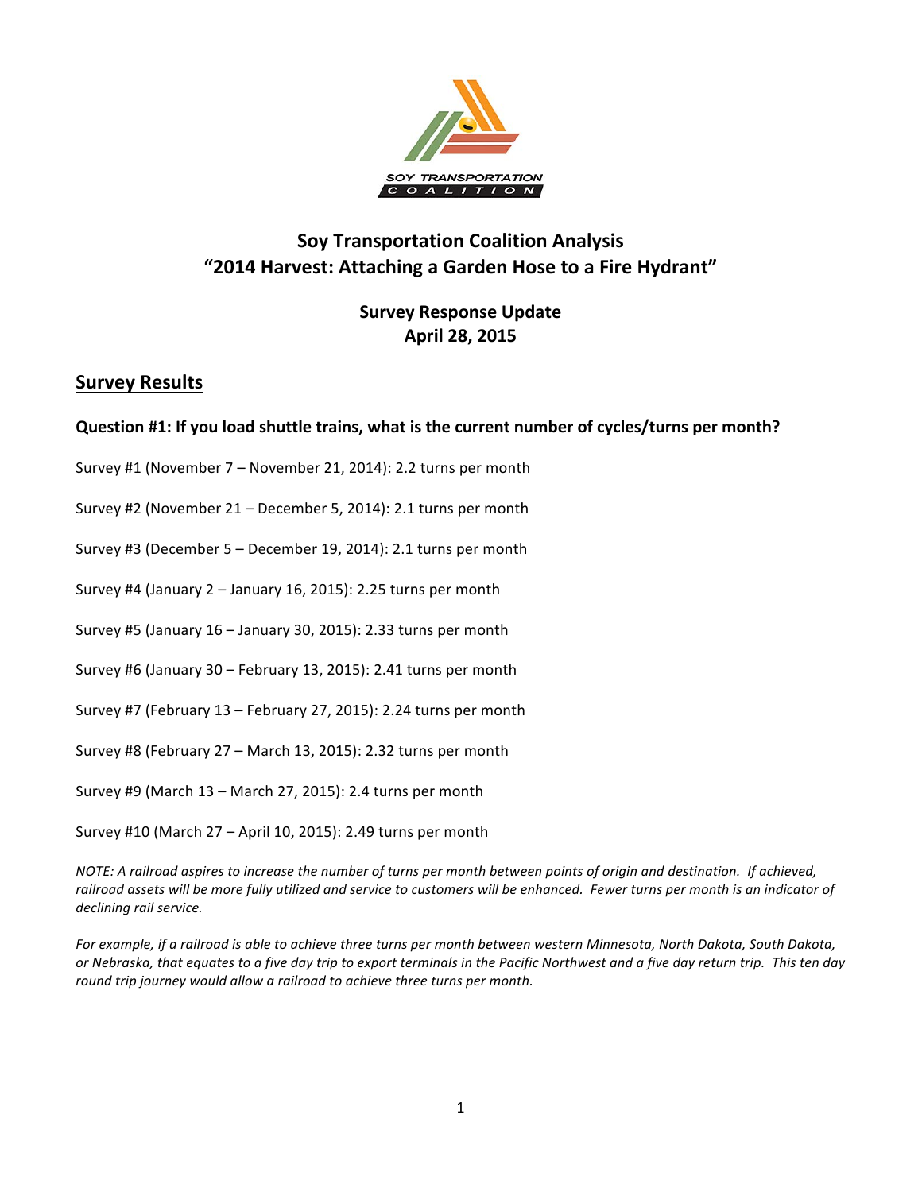SOY TRANSPORTATION COALITION

# Soy Transportation Coalition Analysis
# "2014 Harvest: Attaching a Garden Hose to a Fire Hydrant"

### Survey Response Update
### April 28, 2015

## Survey Results

**Question #1: If you load shuttle trains, what is the current number of cycles/turns per month?**

Survey #1 (November 7 – November 21, 2014): 2.2 turns per month

Survey #2 (November 21 – December 5, 2014): 2.1 turns per month

Survey #3 (December 5 – December 19, 2014): 2.1 turns per month

Survey #4 (January 2 – January 16, 2015): 2.25 turns per month

Survey #5 (January 16 – January 30, 2015): 2.33 turns per month

Survey #6 (January 30 – February 13, 2015): 2.41 turns per month

Survey #7 (February 13 – February 27, 2015): 2.24 turns per month

Survey #8 (February 27 – March 13, 2015): 2.32 turns per month

Survey #9 (March 13 – March 27, 2015): 2.4 turns per month

Survey #10 (March 27 – April 10, 2015): 2.49 turns per month

*NOTE: A railroad aspires to increase the number of turns per month between points of origin and destination. If achieved, railroad assets will be more fully utilized and service to customers will be enhanced. Fewer turns per month is an indicator of declining rail service.*

*For example, if a railroad is able to achieve three turns per month between western Minnesota, North Dakota, South Dakota, or Nebraska, that equates to a five day trip to export terminals in the Pacific Northwest and a five day return trip. This ten day round trip journey would allow a railroad to achieve three turns per month.*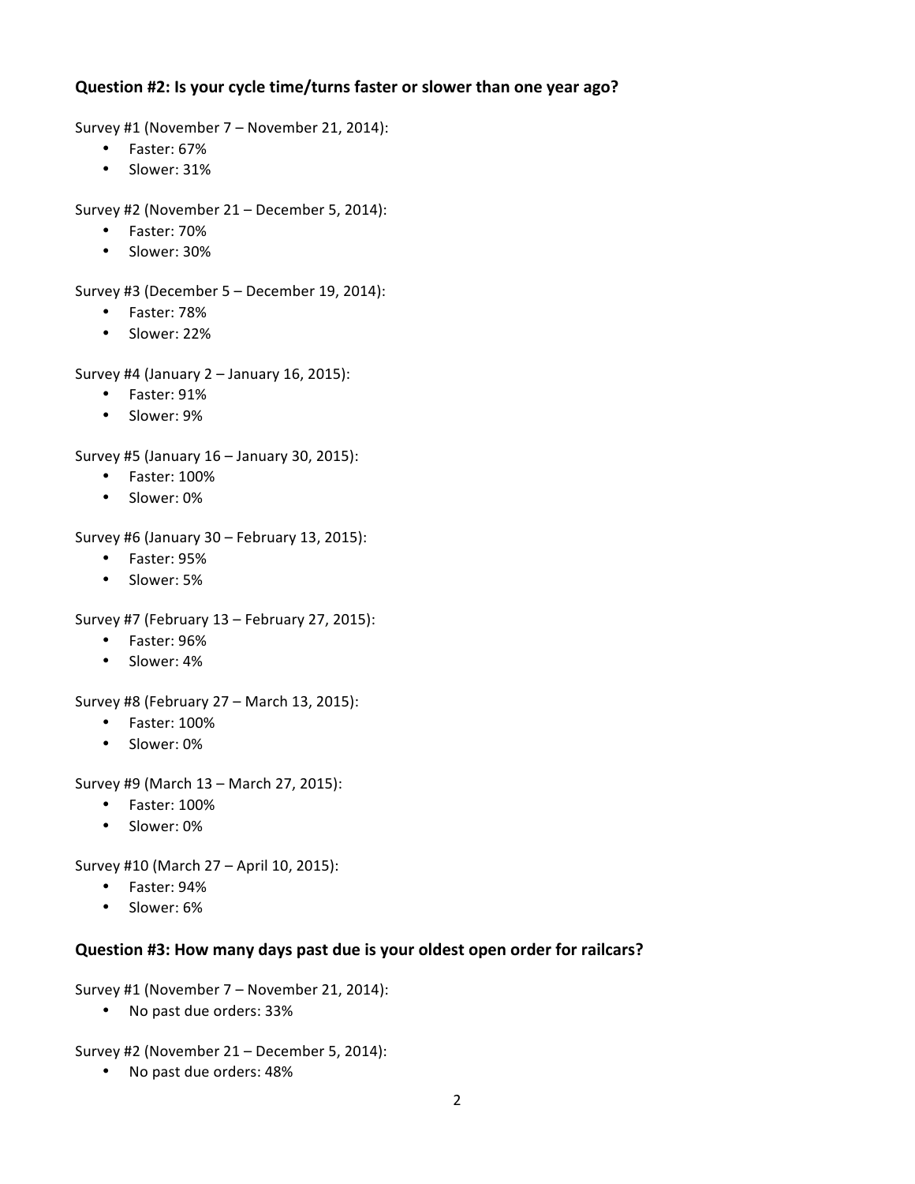**Question #2: Is your cycle time/turns faster or slower than one year ago?**

Survey #1 (November 7 – November 21, 2014):

- Faster: 67%
- Slower: 31%

Survey #2 (November 21 – December 5, 2014):

- Faster: 70%
- Slower: 30%

Survey #3 (December 5 – December 19, 2014):

- Faster: 78%
- Slower: 22%

Survey #4 (January 2 – January 16, 2015):

- Faster: 91%
- Slower: 9%

Survey #5 (January 16 – January 30, 2015):

- Faster: 100%
- Slower: 0%

Survey #6 (January 30 – February 13, 2015):

- Faster: 95%
- Slower: 5%

Survey #7 (February 13 – February 27, 2015):

- Faster: 96%
- Slower: 4%

Survey #8 (February 27 – March 13, 2015):

- Faster: 100%
- Slower: 0%

Survey #9 (March 13 – March 27, 2015):

- Faster: 100%
- Slower: 0%

Survey #10 (March 27 – April 10, 2015):

- Faster: 94%
- Slower: 6%

**Question #3: How many days past due is your oldest open order for railcars?**

Survey #1 (November 7 – November 21, 2014):

- No past due orders: 33%

Survey #2 (November 21 – December 5, 2014):

- No past due orders: 48%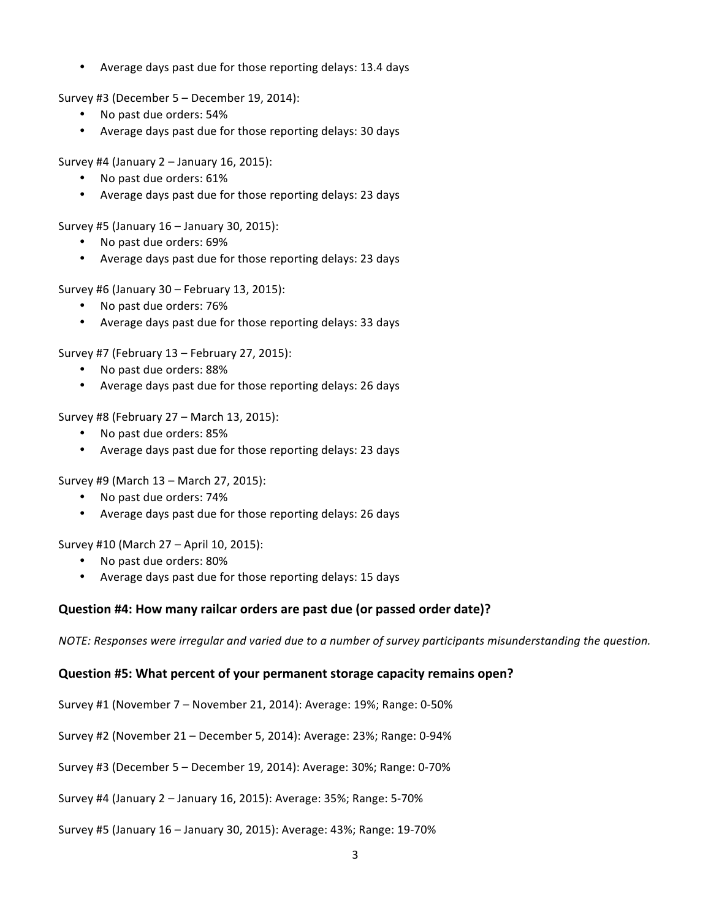- Average days past due for those reporting delays: 13.4 days

Survey #3 (December 5 – December 19, 2014):

- No past due orders: 54%
- Average days past due for those reporting delays: 30 days

Survey #4 (January 2 – January 16, 2015):

- No past due orders: 61%
- Average days past due for those reporting delays: 23 days

Survey #5 (January 16 – January 30, 2015):

- No past due orders: 69%
- Average days past due for those reporting delays: 23 days

Survey #6 (January 30 – February 13, 2015):

- No past due orders: 76%
- Average days past due for those reporting delays: 33 days

Survey #7 (February 13 – February 27, 2015):

- No past due orders: 88%
- Average days past due for those reporting delays: 26 days

Survey #8 (February 27 – March 13, 2015):

- No past due orders: 85%
- Average days past due for those reporting delays: 23 days

Survey #9 (March 13 – March 27, 2015):

- No past due orders: 74%
- Average days past due for those reporting delays: 26 days

Survey #10 (March 27 – April 10, 2015):

- No past due orders: 80%
- Average days past due for those reporting delays: 15 days

### Question #4: How many railcar orders are past due (or passed order date)?

*NOTE: Responses were irregular and varied due to a number of survey participants misunderstanding the question.*

### Question #5: What percent of your permanent storage capacity remains open?

Survey #1 (November 7 – November 21, 2014): Average: 19%; Range: 0-50%

Survey #2 (November 21 – December 5, 2014): Average: 23%; Range: 0-94%

Survey #3 (December 5 – December 19, 2014): Average: 30%; Range: 0-70%

Survey #4 (January 2 – January 16, 2015): Average: 35%; Range: 5-70%

Survey #5 (January 16 – January 30, 2015): Average: 43%; Range: 19-70%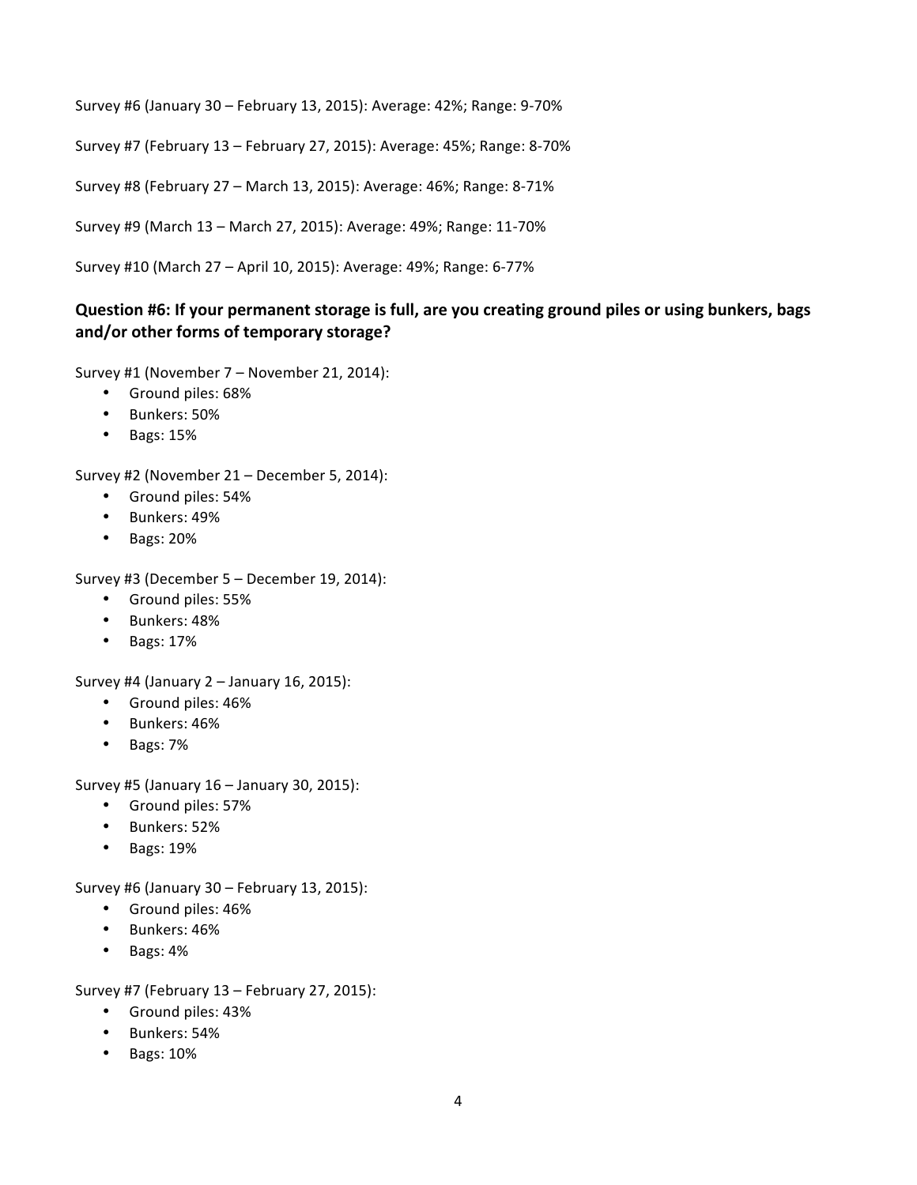Survey #6 (January 30 – February 13, 2015): Average: 42%; Range: 9-70%

Survey #7 (February 13 – February 27, 2015): Average: 45%; Range: 8-70%

Survey #8 (February 27 – March 13, 2015): Average: 46%; Range: 8-71%

Survey #9 (March 13 – March 27, 2015): Average: 49%; Range: 11-70%

Survey #10 (March 27 – April 10, 2015): Average: 49%; Range: 6-77%

### Question #6: If your permanent storage is full, are you creating ground piles or using bunkers, bags and/or other forms of temporary storage?

Survey #1 (November 7 – November 21, 2014):

- Ground piles: 68%
- Bunkers: 50%
- Bags: 15%

Survey #2 (November 21 – December 5, 2014):

- Ground piles: 54%
- Bunkers: 49%
- Bags: 20%

Survey #3 (December 5 – December 19, 2014):

- Ground piles: 55%
- Bunkers: 48%
- Bags: 17%

Survey #4 (January 2 – January 16, 2015):

- Ground piles: 46%
- Bunkers: 46%
- Bags: 7%

Survey #5 (January 16 – January 30, 2015):

- Ground piles: 57%
- Bunkers: 52%
- Bags: 19%

Survey #6 (January 30 – February 13, 2015):

- Ground piles: 46%
- Bunkers: 46%
- Bags: 4%

Survey #7 (February 13 – February 27, 2015):

- Ground piles: 43%
- Bunkers: 54%
- Bags: 10%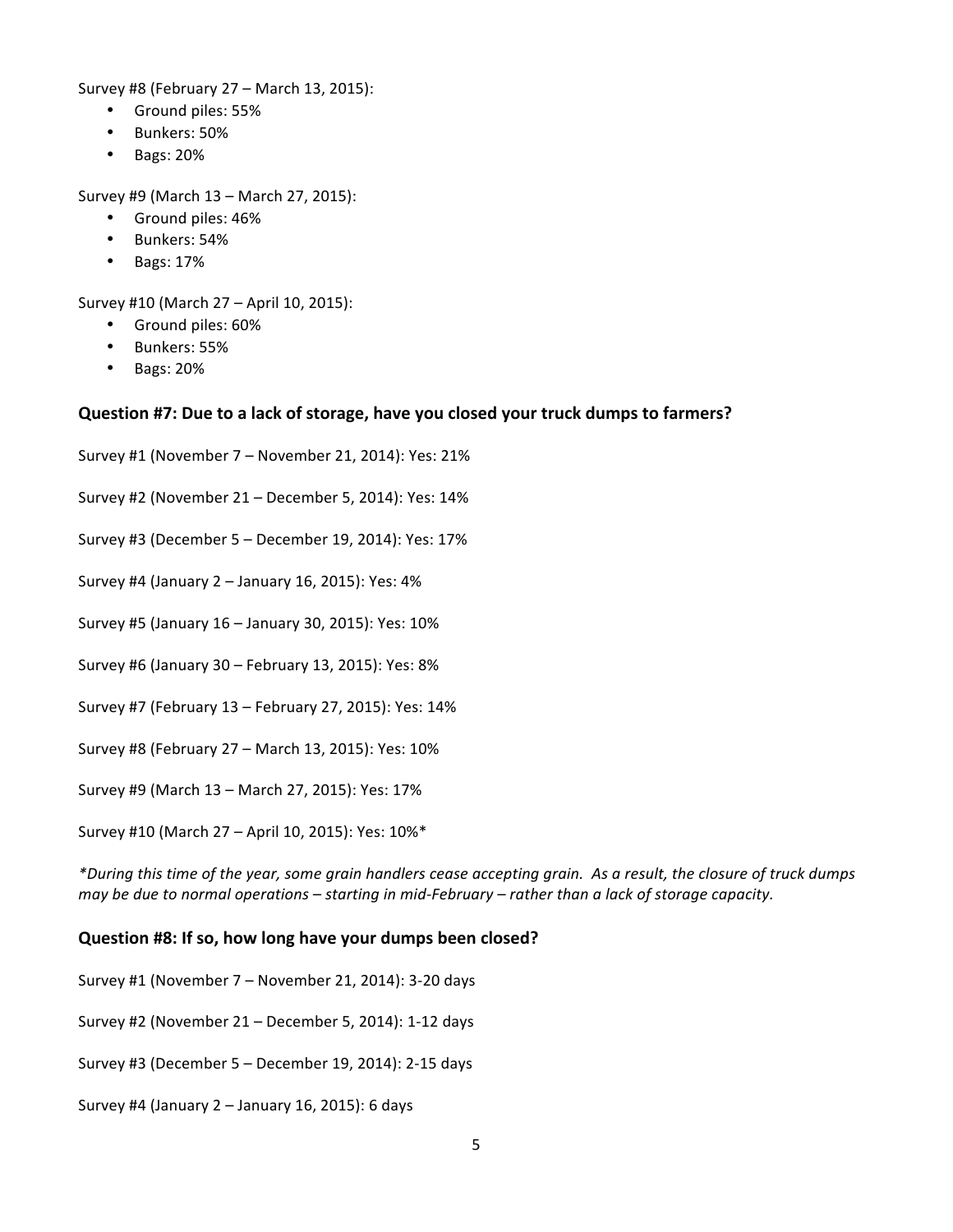Survey #8 (February 27 – March 13, 2015):

- Ground piles: 55%
- Bunkers: 50%
- Bags: 20%

Survey #9 (March 13 – March 27, 2015):

- Ground piles: 46%
- Bunkers: 54%
- Bags: 17%

Survey #10 (March 27 – April 10, 2015):

- Ground piles: 60%
- Bunkers: 55%
- Bags: 20%

### Question #7: Due to a lack of storage, have you closed your truck dumps to farmers?

Survey #1 (November 7 – November 21, 2014): Yes: 21%

Survey #2 (November 21 – December 5, 2014): Yes: 14%

Survey #3 (December 5 – December 19, 2014): Yes: 17%

Survey #4 (January 2 – January 16, 2015): Yes: 4%

Survey #5 (January 16 – January 30, 2015): Yes: 10%

Survey #6 (January 30 – February 13, 2015): Yes: 8%

Survey #7 (February 13 – February 27, 2015): Yes: 14%

Survey #8 (February 27 – March 13, 2015): Yes: 10%

Survey #9 (March 13 – March 27, 2015): Yes: 17%

Survey #10 (March 27 – April 10, 2015): Yes: 10%*

*\*During this time of the year, some grain handlers cease accepting grain. As a result, the closure of truck dumps may be due to normal operations – starting in mid-February – rather than a lack of storage capacity.*

### Question #8: If so, how long have your dumps been closed?

Survey #1 (November 7 – November 21, 2014): 3-20 days

Survey #2 (November 21 – December 5, 2014): 1-12 days

Survey #3 (December 5 – December 19, 2014): 2-15 days

Survey #4 (January 2 – January 16, 2015): 6 days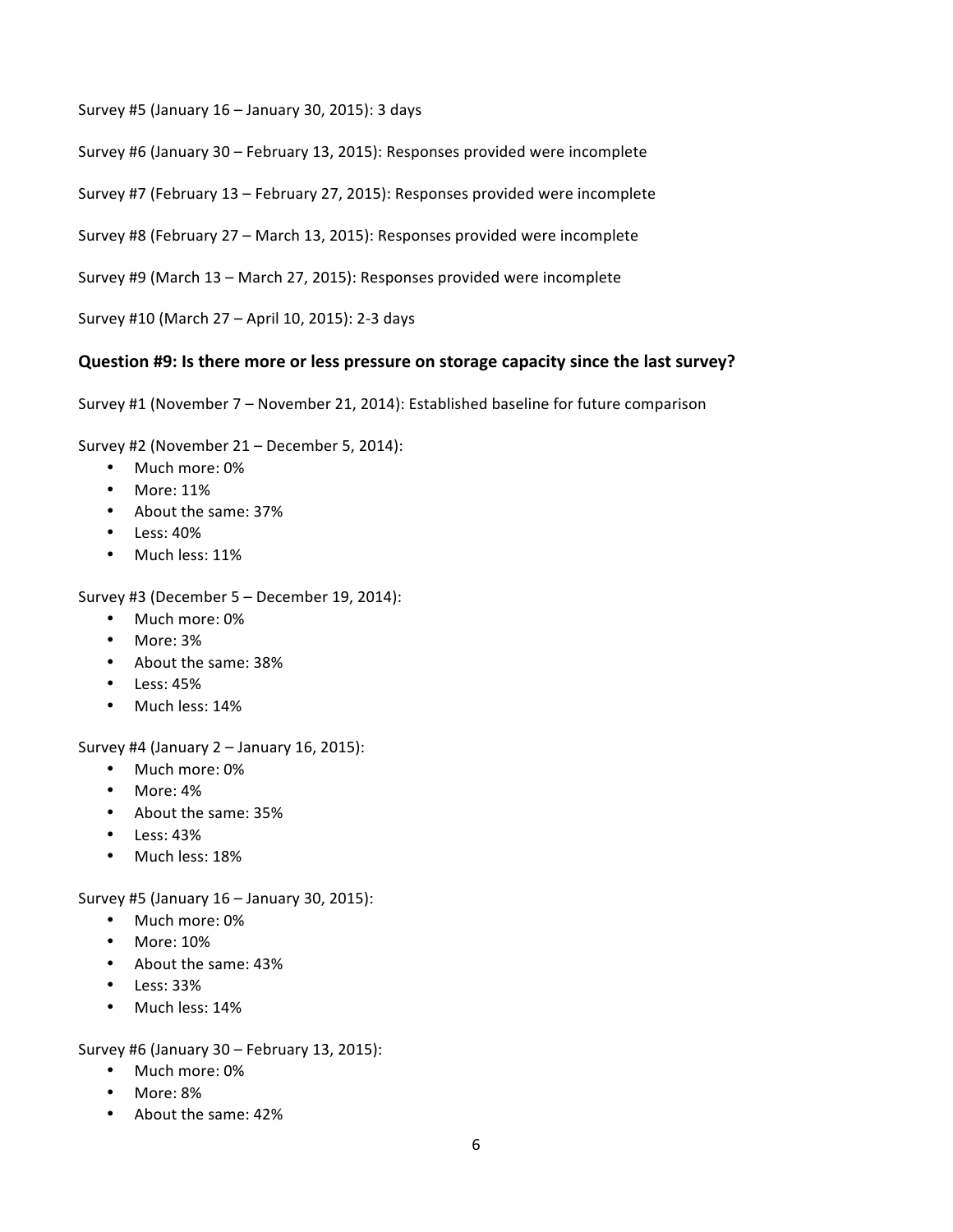Survey #5 (January 16 – January 30, 2015): 3 days

Survey #6 (January 30 – February 13, 2015): Responses provided were incomplete

Survey #7 (February 13 – February 27, 2015): Responses provided were incomplete

Survey #8 (February 27 – March 13, 2015): Responses provided were incomplete

Survey #9 (March 13 – March 27, 2015): Responses provided were incomplete

Survey #10 (March 27 – April 10, 2015): 2-3 days

### Question #9: Is there more or less pressure on storage capacity since the last survey?

Survey #1 (November 7 – November 21, 2014): Established baseline for future comparison

Survey #2 (November 21 – December 5, 2014):

- Much more: 0%
- More: 11%
- About the same: 37%
- Less: 40%
- Much less: 11%

Survey #3 (December 5 – December 19, 2014):

- Much more: 0%
- More: 3%
- About the same: 38%
- Less: 45%
- Much less: 14%

Survey #4 (January 2 – January 16, 2015):

- Much more: 0%
- More: 4%
- About the same: 35%
- Less: 43%
- Much less: 18%

Survey #5 (January 16 – January 30, 2015):

- Much more: 0%
- More: 10%
- About the same: 43%
- Less: 33%
- Much less: 14%

Survey #6 (January 30 – February 13, 2015):

- Much more: 0%
- More: 8%
- About the same: 42%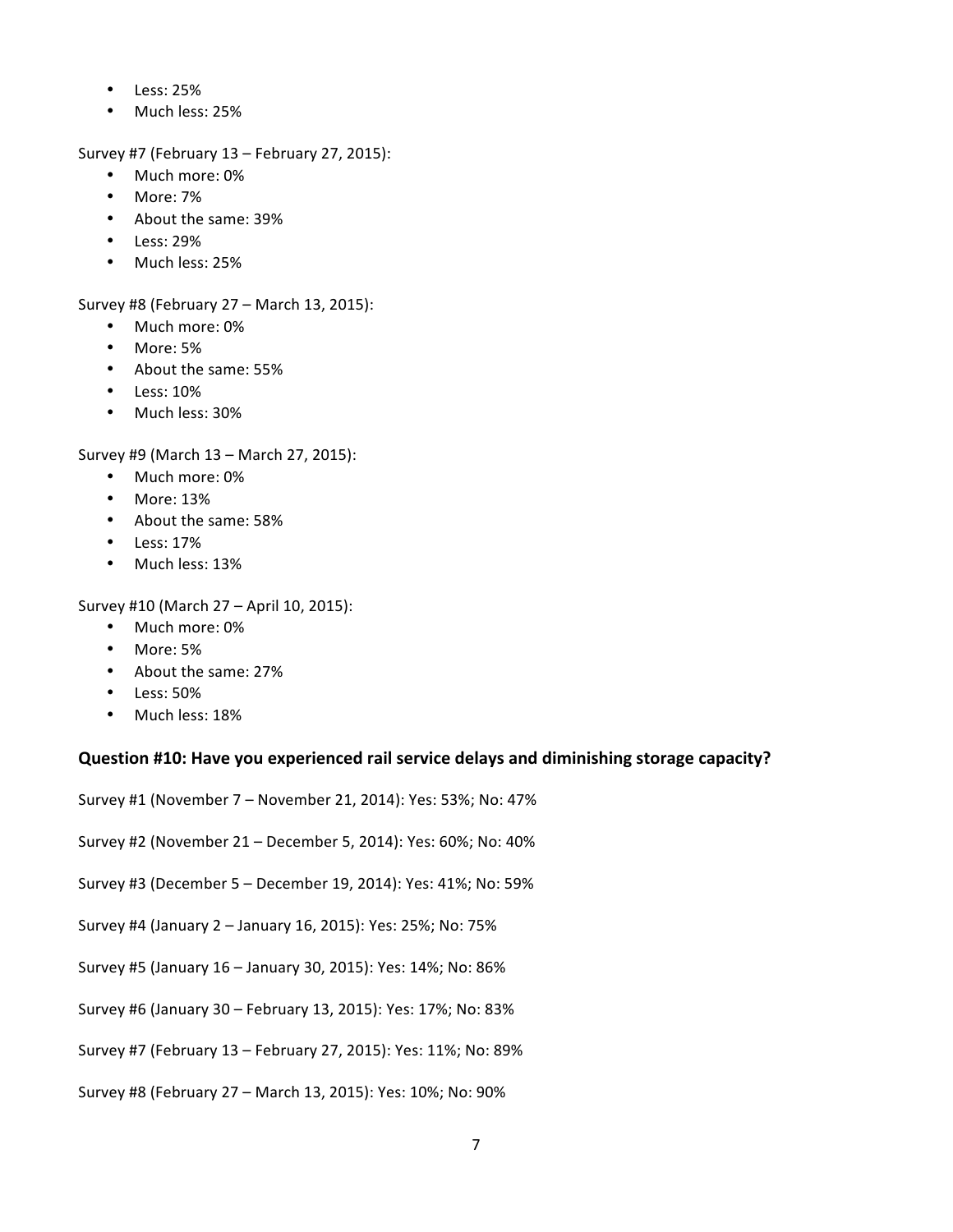- Less: 25%
- Much less: 25%

Survey #7 (February 13 – February 27, 2015):

- Much more: 0%
- More: 7%
- About the same: 39%
- Less: 29%
- Much less: 25%

Survey #8 (February 27 – March 13, 2015):

- Much more: 0%
- More: 5%
- About the same: 55%
- Less: 10%
- Much less: 30%

Survey #9 (March 13 – March 27, 2015):

- Much more: 0%
- More: 13%
- About the same: 58%
- Less: 17%
- Much less: 13%

Survey #10 (March 27 – April 10, 2015):

- Much more: 0%
- More: 5%
- About the same: 27%
- Less: 50%
- Much less: 18%

**Question #10: Have you experienced rail service delays and diminishing storage capacity?**

Survey #1 (November 7 – November 21, 2014): Yes: 53%; No: 47%

Survey #2 (November 21 – December 5, 2014): Yes: 60%; No: 40%

Survey #3 (December 5 – December 19, 2014): Yes: 41%; No: 59%

Survey #4 (January 2 – January 16, 2015): Yes: 25%; No: 75%

Survey #5 (January 16 – January 30, 2015): Yes: 14%; No: 86%

Survey #6 (January 30 – February 13, 2015): Yes: 17%; No: 83%

Survey #7 (February 13 – February 27, 2015): Yes: 11%; No: 89%

Survey #8 (February 27 – March 13, 2015): Yes: 10%; No: 90%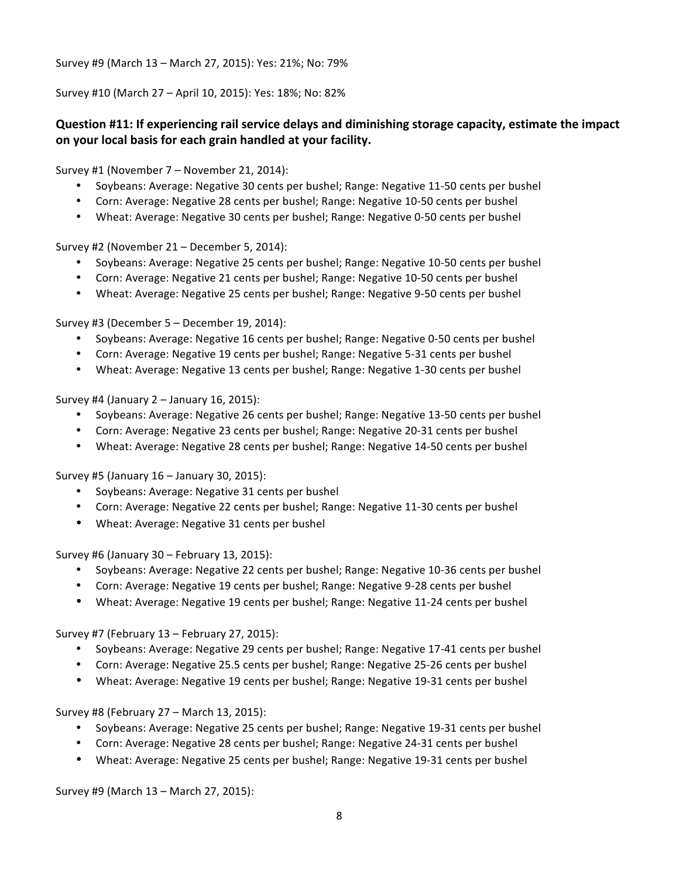Survey #9 (March 13 – March 27, 2015): Yes: 21%; No: 79%

Survey #10 (March 27 – April 10, 2015): Yes: 18%; No: 82%

### Question #11: If experiencing rail service delays and diminishing storage capacity, estimate the impact on your local basis for each grain handled at your facility.

Survey #1 (November 7 – November 21, 2014):

- Soybeans: Average: Negative 30 cents per bushel; Range: Negative 11-50 cents per bushel
- Corn: Average: Negative 28 cents per bushel; Range: Negative 10-50 cents per bushel
- Wheat: Average: Negative 30 cents per bushel; Range: Negative 0-50 cents per bushel

Survey #2 (November 21 – December 5, 2014):

- Soybeans: Average: Negative 25 cents per bushel; Range: Negative 10-50 cents per bushel
- Corn: Average: Negative 21 cents per bushel; Range: Negative 10-50 cents per bushel
- Wheat: Average: Negative 25 cents per bushel; Range: Negative 9-50 cents per bushel

Survey #3 (December 5 – December 19, 2014):

- Soybeans: Average: Negative 16 cents per bushel; Range: Negative 0-50 cents per bushel
- Corn: Average: Negative 19 cents per bushel; Range: Negative 5-31 cents per bushel
- Wheat: Average: Negative 13 cents per bushel; Range: Negative 1-30 cents per bushel

Survey #4 (January 2 – January 16, 2015):

- Soybeans: Average: Negative 26 cents per bushel; Range: Negative 13-50 cents per bushel
- Corn: Average: Negative 23 cents per bushel; Range: Negative 20-31 cents per bushel
- Wheat: Average: Negative 28 cents per bushel; Range: Negative 14-50 cents per bushel

Survey #5 (January 16 – January 30, 2015):

- Soybeans: Average: Negative 31 cents per bushel
- Corn: Average: Negative 22 cents per bushel; Range: Negative 11-30 cents per bushel
- Wheat: Average: Negative 31 cents per bushel

Survey #6 (January 30 – February 13, 2015):

- Soybeans: Average: Negative 22 cents per bushel; Range: Negative 10-36 cents per bushel
- Corn: Average: Negative 19 cents per bushel; Range: Negative 9-28 cents per bushel
- Wheat: Average: Negative 19 cents per bushel; Range: Negative 11-24 cents per bushel

Survey #7 (February 13 – February 27, 2015):

- Soybeans: Average: Negative 29 cents per bushel; Range: Negative 17-41 cents per bushel
- Corn: Average: Negative 25.5 cents per bushel; Range: Negative 25-26 cents per bushel
- Wheat: Average: Negative 19 cents per bushel; Range: Negative 19-31 cents per bushel

Survey #8 (February 27 – March 13, 2015):

- Soybeans: Average: Negative 25 cents per bushel; Range: Negative 19-31 cents per bushel
- Corn: Average: Negative 28 cents per bushel; Range: Negative 24-31 cents per bushel
- Wheat: Average: Negative 25 cents per bushel; Range: Negative 19-31 cents per bushel

Survey #9 (March 13 – March 27, 2015):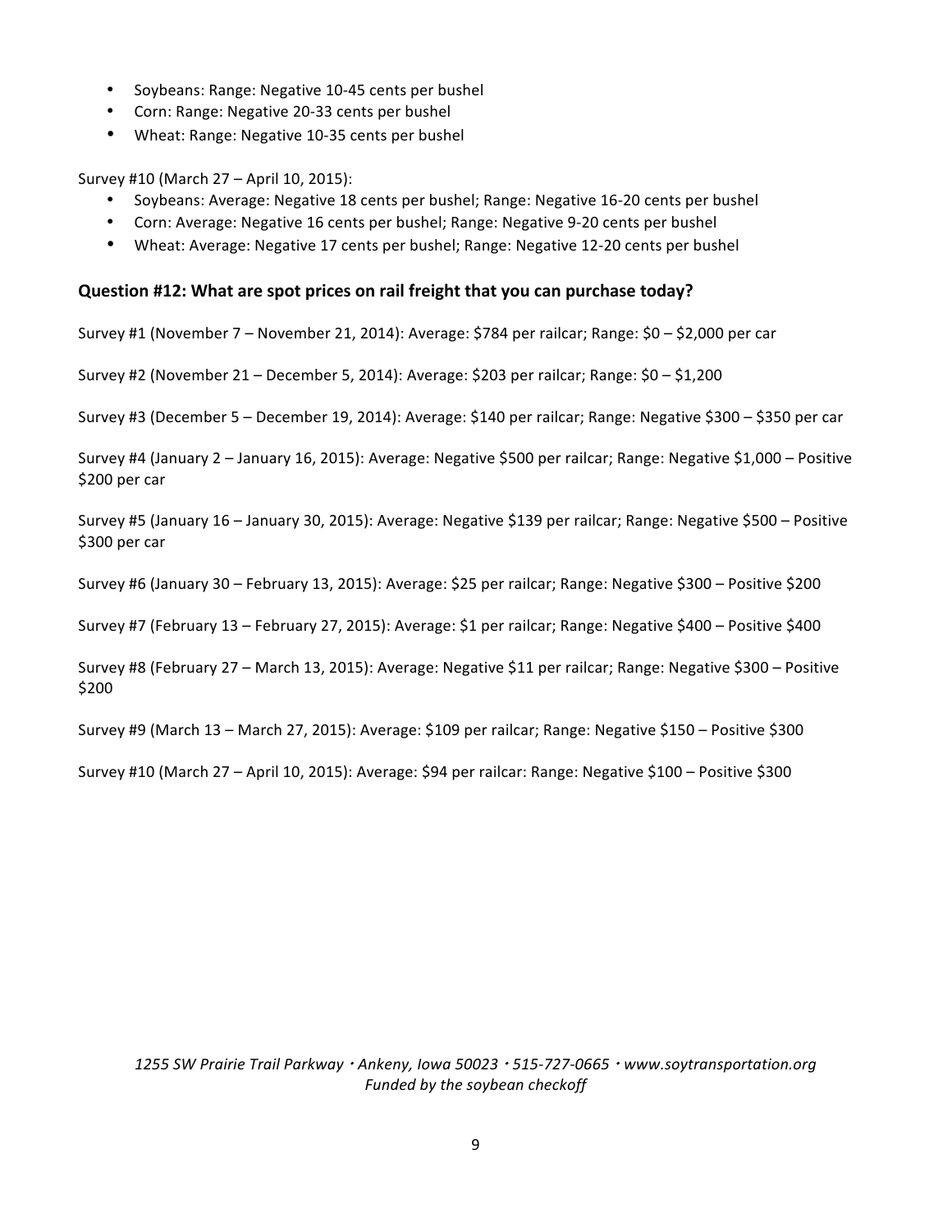- Soybeans: Range: Negative 10-45 cents per bushel
- Corn: Range: Negative 20-33 cents per bushel
- Wheat: Range: Negative 10-35 cents per bushel

Survey #10 (March 27 – April 10, 2015):

- Soybeans: Average: Negative 18 cents per bushel; Range: Negative 16-20 cents per bushel
- Corn: Average: Negative 16 cents per bushel; Range: Negative 9-20 cents per bushel
- Wheat: Average: Negative 17 cents per bushel; Range: Negative 12-20 cents per bushel

### Question #12: What are spot prices on rail freight that you can purchase today?

Survey #1 (November 7 – November 21, 2014): Average: $784 per railcar; Range: $0 – $2,000 per car

Survey #2 (November 21 – December 5, 2014): Average: $203 per railcar; Range: $0 – $1,200

Survey #3 (December 5 – December 19, 2014): Average: $140 per railcar; Range: Negative $300 – $350 per car

Survey #4 (January 2 – January 16, 2015): Average: Negative $500 per railcar; Range: Negative $1,000 – Positive $200 per car

Survey #5 (January 16 – January 30, 2015): Average: Negative $139 per railcar; Range: Negative $500 – Positive $300 per car

Survey #6 (January 30 – February 13, 2015): Average: $25 per railcar; Range: Negative $300 – Positive $200

Survey #7 (February 13 – February 27, 2015): Average: $1 per railcar; Range: Negative $400 – Positive $400

Survey #8 (February 27 – March 13, 2015): Average: Negative $11 per railcar; Range: Negative $300 – Positive $200

Survey #9 (March 13 – March 27, 2015): Average: $109 per railcar; Range: Negative $150 – Positive $300

Survey #10 (March 27 – April 10, 2015): Average: $94 per railcar: Range: Negative $100 – Positive $300